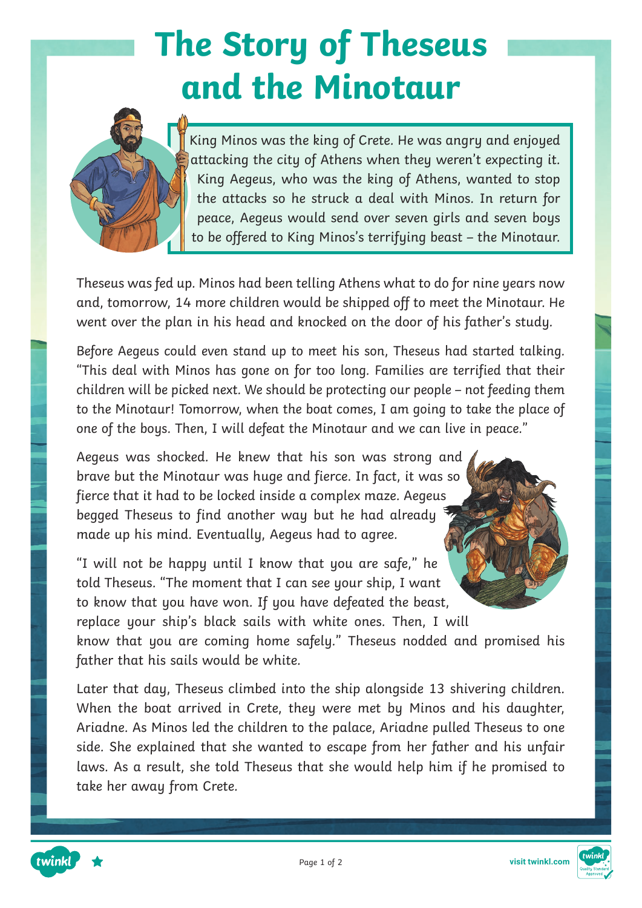# The Story of Theseus and the Minotaur

King Minos was the king of Crete. He was angry and enjoyed attacking the city of Athens when they weren't expecting it. King Aegeus, who was the king of Athens, wanted to stop the attacks so he struck a deal with Minos. In return for peace, Aegeus would send over seven girls and seven boys to be offered to King Minos's terrifying beast – the Minotaur.

Theseus was fed up. Minos had been telling Athens what to do for nine years now and, tomorrow, 14 more children would be shipped off to meet the Minotaur. He went over the plan in his head and knocked on the door of his father's study.

Before Aegeus could even stand up to meet his son, Theseus had started talking. "This deal with Minos has gone on for too long. Families are terrified that their children will be picked next. We should be protecting our people – not feeding them to the Minotaur! Tomorrow, when the boat comes, I am going to take the place of one of the boys. Then, I will defeat the Minotaur and we can live in peace."

Aegeus was shocked. He knew that his son was strong and brave but the Minotaur was huge and fierce. In fact, it was so fierce that it had to be locked inside a complex maze. Aegeus begged Theseus to find another way but he had already made up his mind. Eventually, Aegeus had to agree.

"I will not be happy until I know that you are safe," he told Theseus. "The moment that I can see your ship, I want to know that you have won. If you have defeated the beast, replace your ship's black sails with white ones. Then, I will know that you are coming home safely." Theseus nodded and promised his father that his sails would be white.

Later that day, Theseus climbed into the ship alongside 13 shivering children. When the boat arrived in Crete, they were met by Minos and his daughter, Ariadne. As Minos led the children to the palace, Ariadne pulled Theseus to one side. She explained that she wanted to escape from her father and his unfair laws. As a result, she told Theseus that she would help him if he promised to take her away from Crete.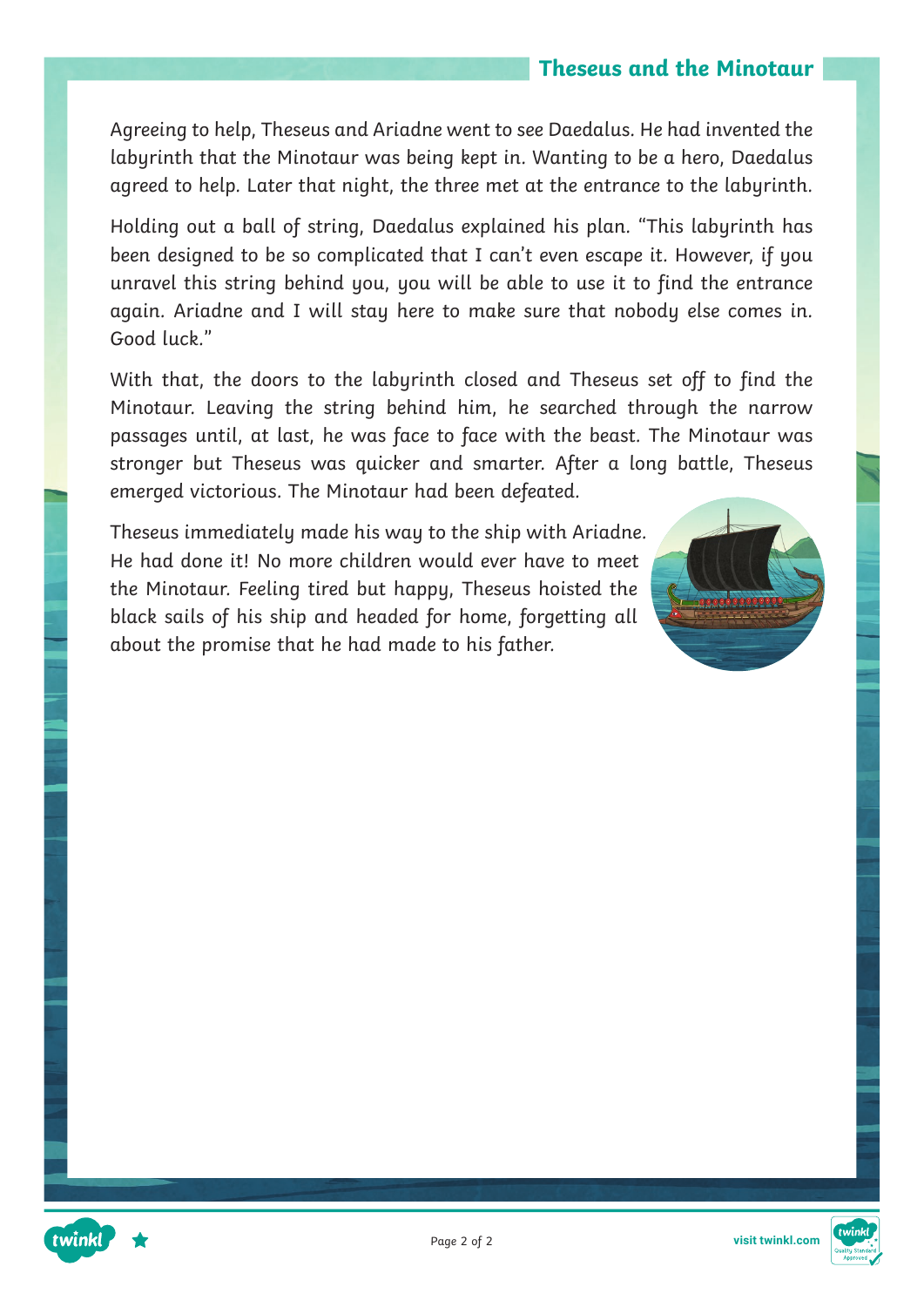Agreeing to help, Theseus and Ariadne went to see Daedalus. He had invented the labyrinth that the Minotaur was being kept in. Wanting to be a hero, Daedalus agreed to help. Later that night, the three met at the entrance to the labyrinth.

Holding out a ball of string, Daedalus explained his plan. "This labyrinth has been designed to be so complicated that I can't even escape it. However, if you unravel this string behind you, you will be able to use it to find the entrance again. Ariadne and I will stay here to make sure that nobody else comes in. Good luck."

With that, the doors to the labyrinth closed and Theseus set off to find the Minotaur. Leaving the string behind him, he searched through the narrow passages until, at last, he was face to face with the beast. The Minotaur was stronger but Theseus was quicker and smarter. After a long battle, Theseus emerged victorious. The Minotaur had been defeated.

Theseus immediately made his way to the ship with Ariadne. He had done it! No more children would ever have to meet the Minotaur. Feeling tired but happy, Theseus hoisted the black sails of his ship and headed for home, forgetting all about the promise that he had made to his father.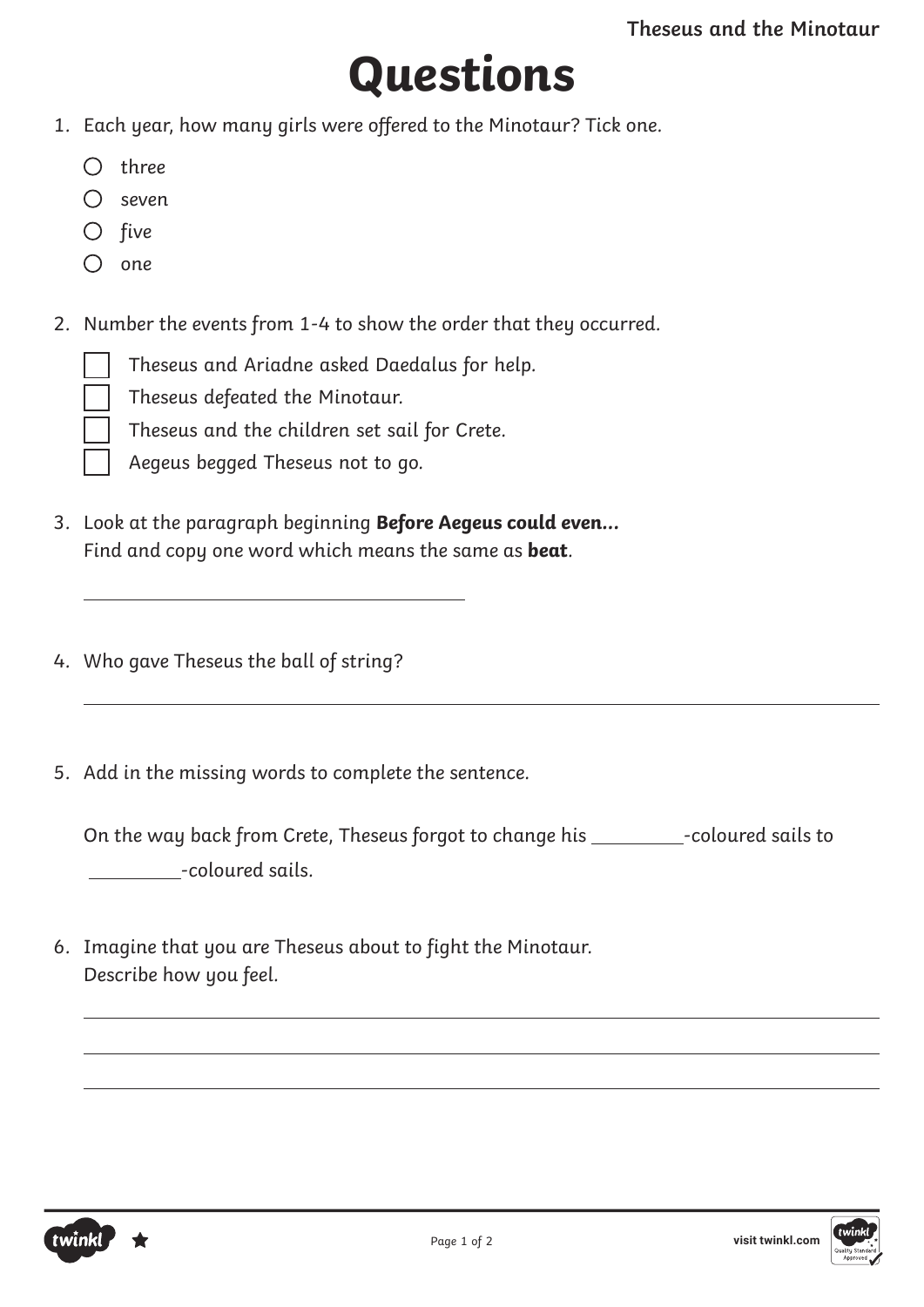# Questions

1. Each year, how many girls were offered to the Minotaur? Tick one.

   - ○ three
   - ○ seven
   - ○ five
   - ○ one

2. Number the events from 1-4 to show the order that they occurred.

   - ☐ Theseus and Ariadne asked Daedalus for help.
   - ☐ Theseus defeated the Minotaur.
   - ☐ Theseus and the children set sail for Crete.
   - ☐ Aegeus begged Theseus not to go.

3. Look at the paragraph beginning **Before Aegeus could even...**
   Find and copy one word which means the same as **beat**.

   ______________________________

4. Who gave Theseus the ball of string?

   ______________________________________________________________

5. Add in the missing words to complete the sentence.

   On the way back from Crete, Theseus forgot to change his ________-coloured sails to ________-coloured sails.

6. Imagine that you are Theseus about to fight the Minotaur.
   Describe how you feel.

   ______________________________________________________________

   ______________________________________________________________

   ______________________________________________________________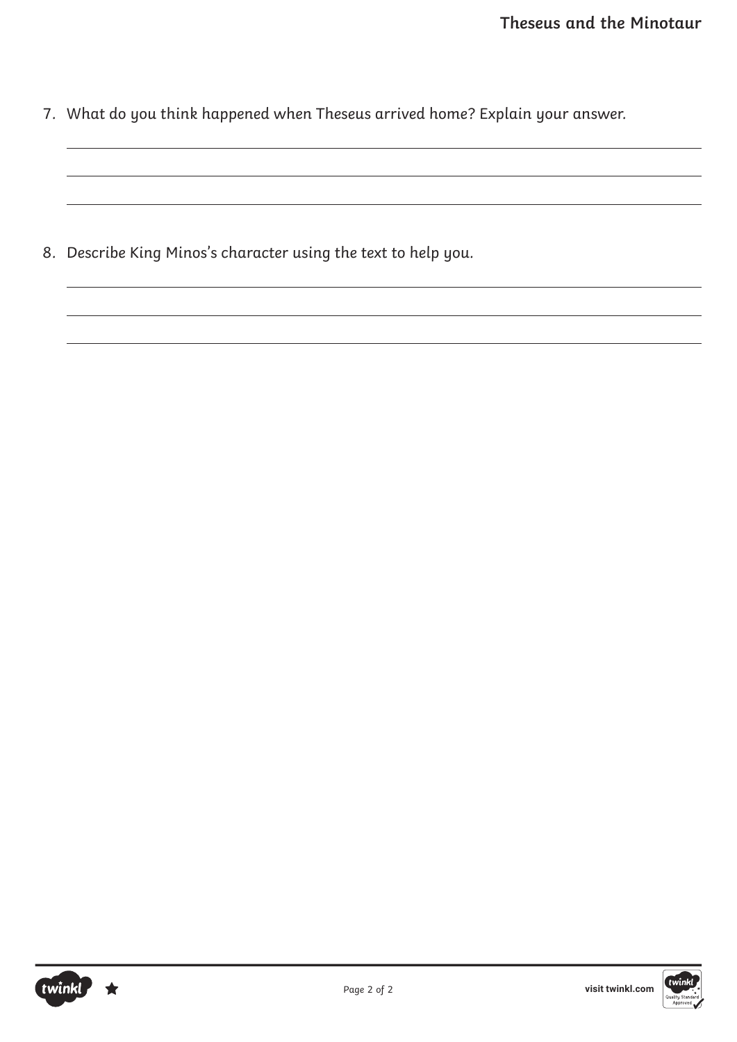7. What do you think happened when Theseus arrived home? Explain your answer.

8. Describe King Minos's character using the text to help you.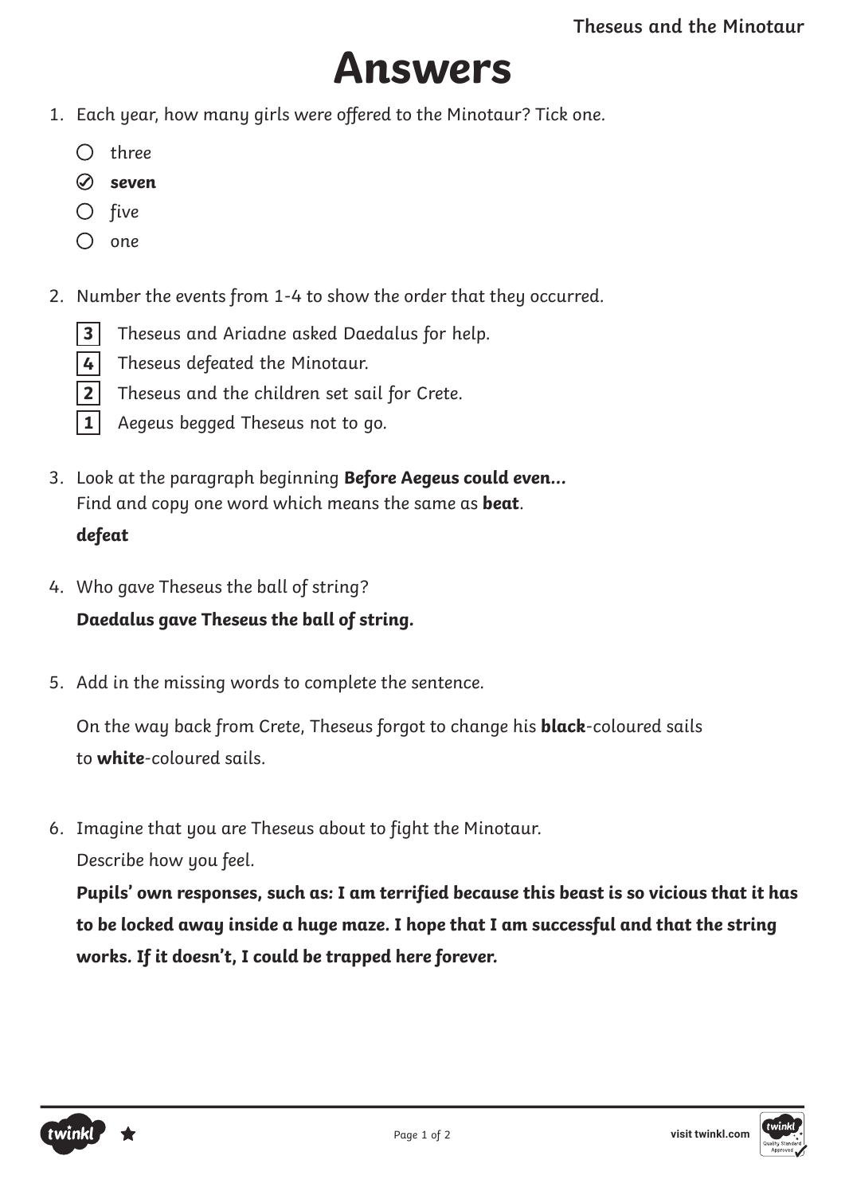# Answers

1. Each year, how many girls were offered to the Minotaur? Tick one.

   - ○ three
   - ✓ **seven**
   - ○ five
   - ○ one

2. Number the events from 1-4 to show the order that they occurred.

   - **3** Theseus and Ariadne asked Daedalus for help.
   - **4** Theseus defeated the Minotaur.
   - **2** Theseus and the children set sail for Crete.
   - **1** Aegeus begged Theseus not to go.

3. Look at the paragraph beginning **Before Aegeus could even...**
   Find and copy one word which means the same as **beat**.

   ***defeat***

4. Who gave Theseus the ball of string?

   ***Daedalus gave Theseus the ball of string.***

5. Add in the missing words to complete the sentence.

   On the way back from Crete, Theseus forgot to change his ***black***-coloured sails to ***white***-coloured sails.

6. Imagine that you are Theseus about to fight the Minotaur.
   Describe how you feel.

   ***Pupils' own responses, such as: I am terrified because this beast is so vicious that it has to be locked away inside a huge maze. I hope that I am successful and that the string works. If it doesn't, I could be trapped here forever.***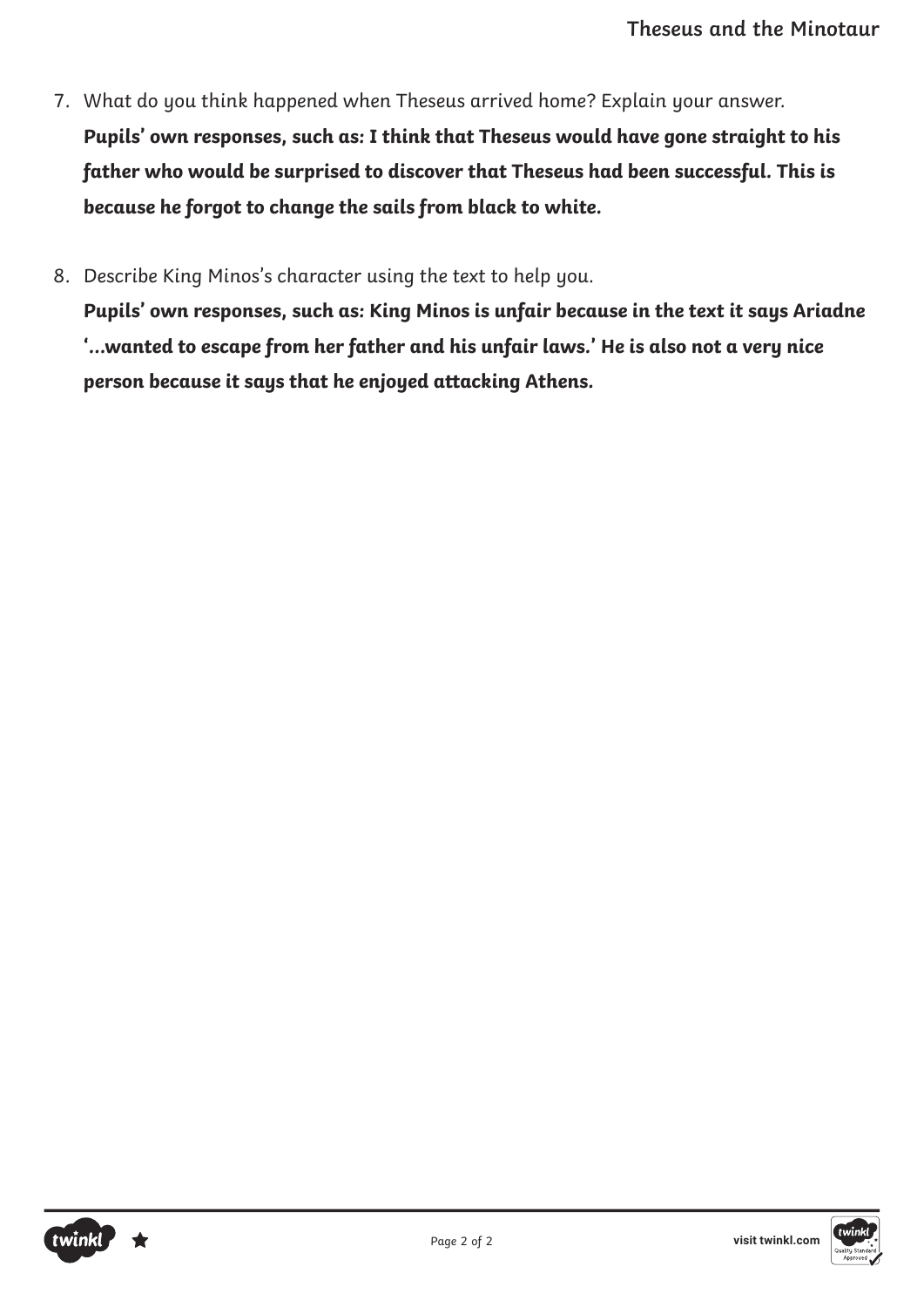7. What do you think happened when Theseus arrived home? Explain your answer.

   ***Pupils' own responses, such as: I think that Theseus would have gone straight to his father who would be surprised to discover that Theseus had been successful. This is because he forgot to change the sails from black to white.***

8. Describe King Minos's character using the text to help you.

   ***Pupils' own responses, such as: King Minos is unfair because in the text it says Ariadne '…wanted to escape from her father and his unfair laws.' He is also not a very nice person because it says that he enjoyed attacking Athens.***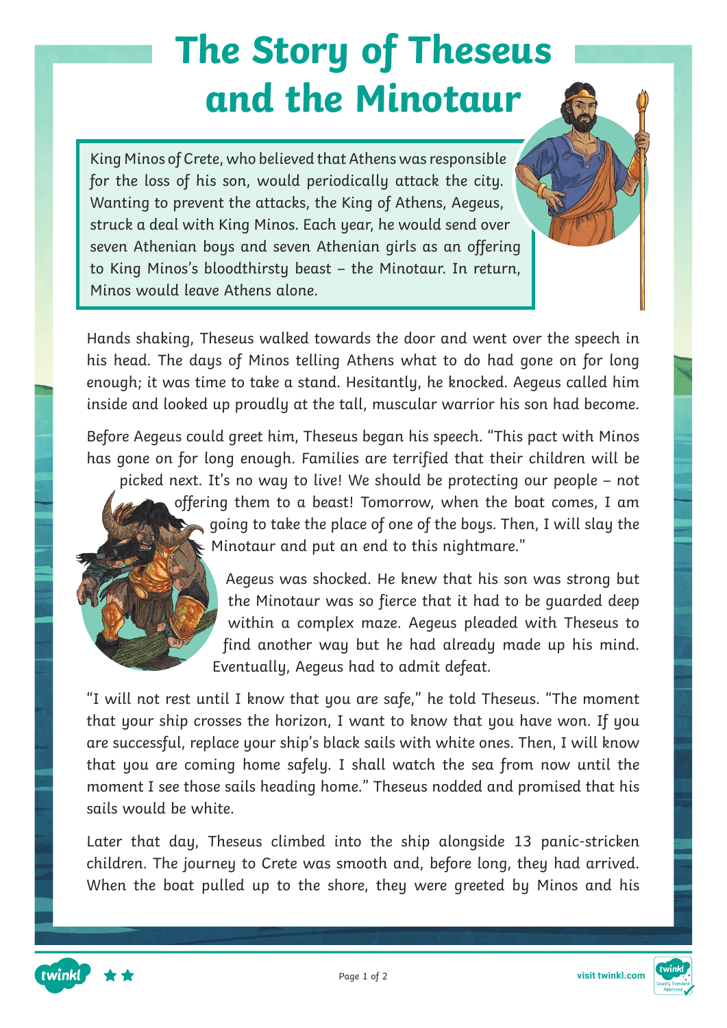# The Story of Theseus and the Minotaur

King Minos of Crete, who believed that Athens was responsible for the loss of his son, would periodically attack the city. Wanting to prevent the attacks, the King of Athens, Aegeus, struck a deal with King Minos. Each year, he would send over seven Athenian boys and seven Athenian girls as an offering to King Minos's bloodthirsty beast – the Minotaur. In return, Minos would leave Athens alone.

Hands shaking, Theseus walked towards the door and went over the speech in his head. The days of Minos telling Athens what to do had gone on for long enough; it was time to take a stand. Hesitantly, he knocked. Aegeus called him inside and looked up proudly at the tall, muscular warrior his son had become.

Before Aegeus could greet him, Theseus began his speech. "This pact with Minos has gone on for long enough. Families are terrified that their children will be picked next. It's no way to live! We should be protecting our people – not offering them to a beast! Tomorrow, when the boat comes, I am going to take the place of one of the boys. Then, I will slay the Minotaur and put an end to this nightmare."

Aegeus was shocked. He knew that his son was strong but the Minotaur was so fierce that it had to be guarded deep within a complex maze. Aegeus pleaded with Theseus to find another way but he had already made up his mind. Eventually, Aegeus had to admit defeat.

"I will not rest until I know that you are safe," he told Theseus. "The moment that your ship crosses the horizon, I want to know that you have won. If you are successful, replace your ship's black sails with white ones. Then, I will know that you are coming home safely. I shall watch the sea from now until the moment I see those sails heading home." Theseus nodded and promised that his sails would be white.

Later that day, Theseus climbed into the ship alongside 13 panic-stricken children. The journey to Crete was smooth and, before long, they had arrived. When the boat pulled up to the shore, they were greeted by Minos and his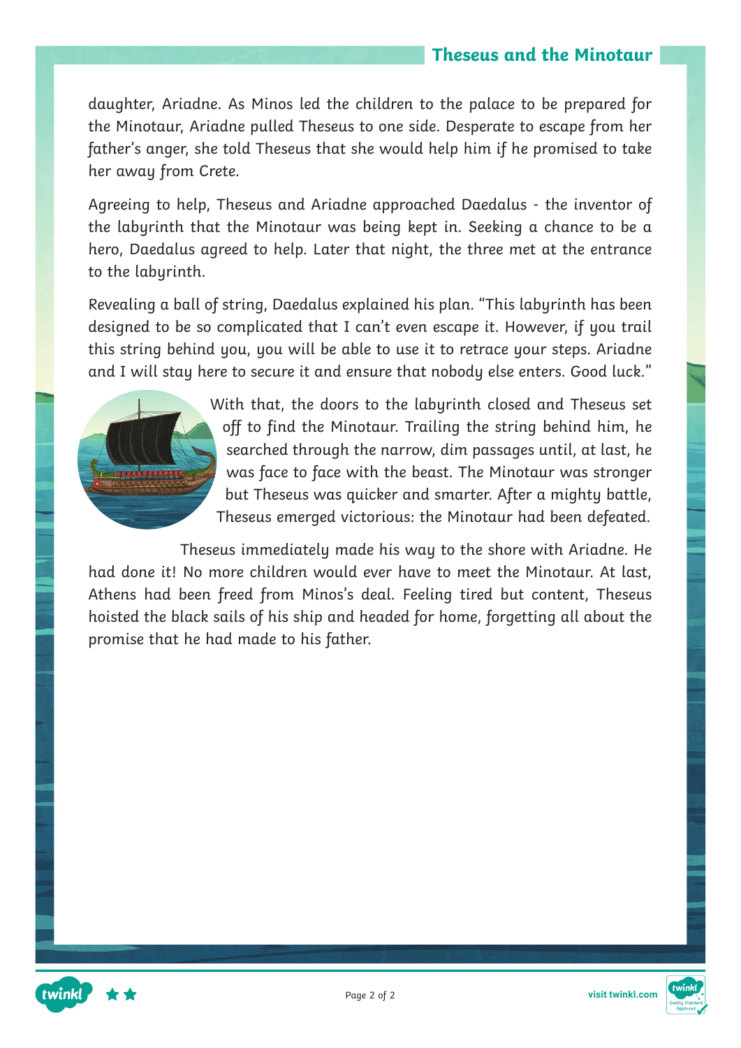daughter, Ariadne. As Minos led the children to the palace to be prepared for the Minotaur, Ariadne pulled Theseus to one side. Desperate to escape from her father's anger, she told Theseus that she would help him if he promised to take her away from Crete.

Agreeing to help, Theseus and Ariadne approached Daedalus - the inventor of the labyrinth that the Minotaur was being kept in. Seeking a chance to be a hero, Daedalus agreed to help. Later that night, the three met at the entrance to the labyrinth.

Revealing a ball of string, Daedalus explained his plan. "This labyrinth has been designed to be so complicated that I can't even escape it. However, if you trail this string behind you, you will be able to use it to retrace your steps. Ariadne and I will stay here to secure it and ensure that nobody else enters. Good luck."

With that, the doors to the labyrinth closed and Theseus set off to find the Minotaur. Trailing the string behind him, he searched through the narrow, dim passages until, at last, he was face to face with the beast. The Minotaur was stronger but Theseus was quicker and smarter. After a mighty battle, Theseus emerged victorious: the Minotaur had been defeated.

Theseus immediately made his way to the shore with Ariadne. He had done it! No more children would ever have to meet the Minotaur. At last, Athens had been freed from Minos's deal. Feeling tired but content, Theseus hoisted the black sails of his ship and headed for home, forgetting all about the promise that he had made to his father.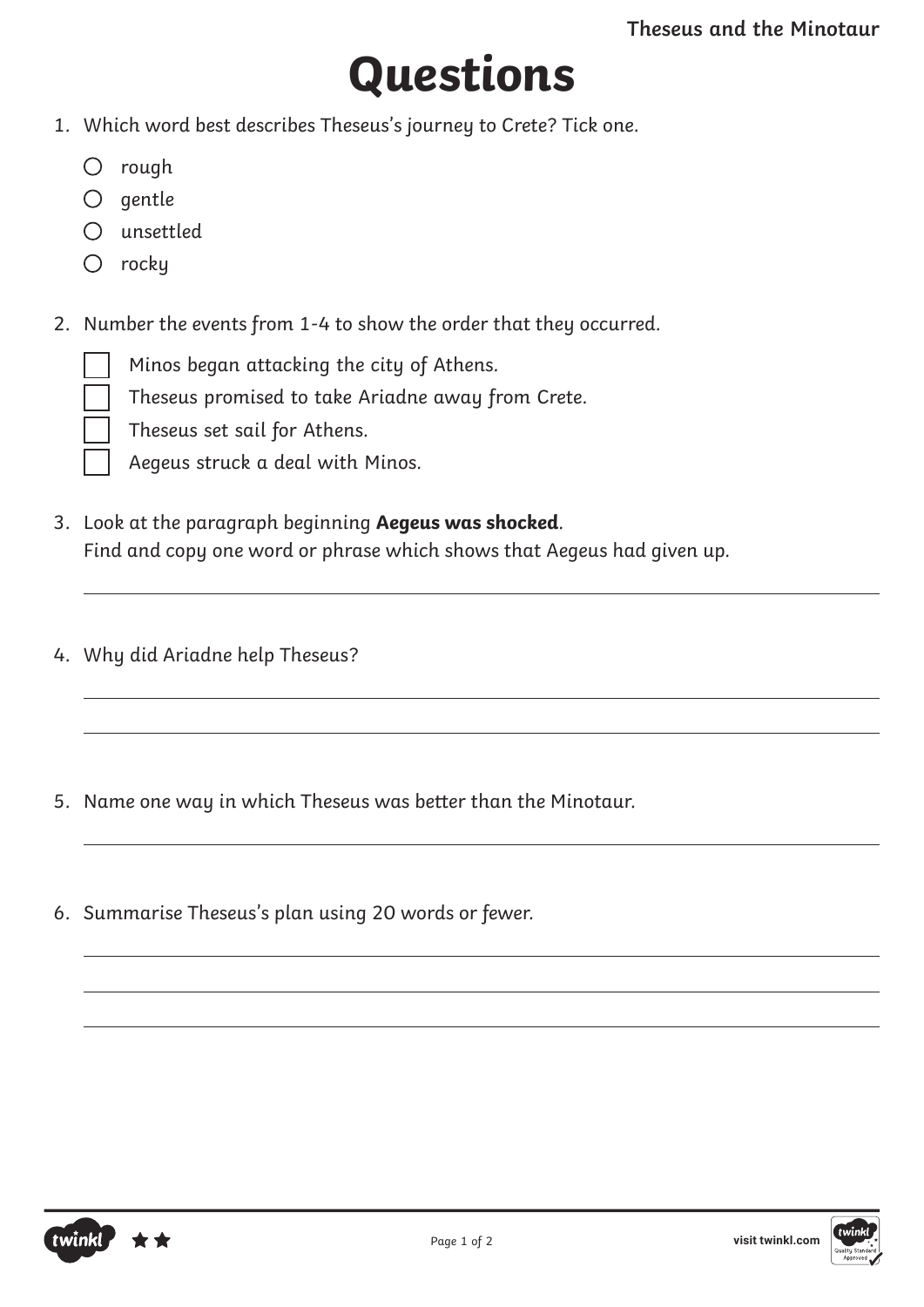# Questions

1. Which word best describes Theseus's journey to Crete? Tick one.
   - ○ rough
   - ○ gentle
   - ○ unsettled
   - ○ rocky

2. Number the events from 1-4 to show the order that they occurred.
   - ☐ Minos began attacking the city of Athens.
   - ☐ Theseus promised to take Ariadne away from Crete.
   - ☐ Theseus set sail for Athens.
   - ☐ Aegeus struck a deal with Minos.

3. Look at the paragraph beginning **Aegeus was shocked**.
   Find and copy one word or phrase which shows that Aegeus had given up.

   ______________________________________________

4. Why did Ariadne help Theseus?

   ______________________________________________

   ______________________________________________

5. Name one way in which Theseus was better than the Minotaur.

   ______________________________________________

6. Summarise Theseus's plan using 20 words or fewer.

   ______________________________________________

   ______________________________________________

   ______________________________________________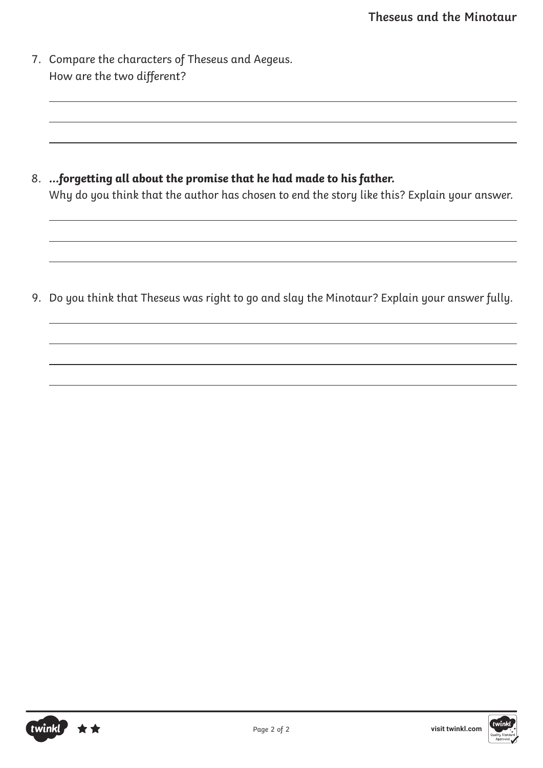7. Compare the characters of Theseus and Aegeus.
   How are the two different?

8. ***...forgetting all about the promise that he had made to his father.***
   Why do you think that the author has chosen to end the story like this? Explain your answer.

9. Do you think that Theseus was right to go and slay the Minotaur? Explain your answer fully.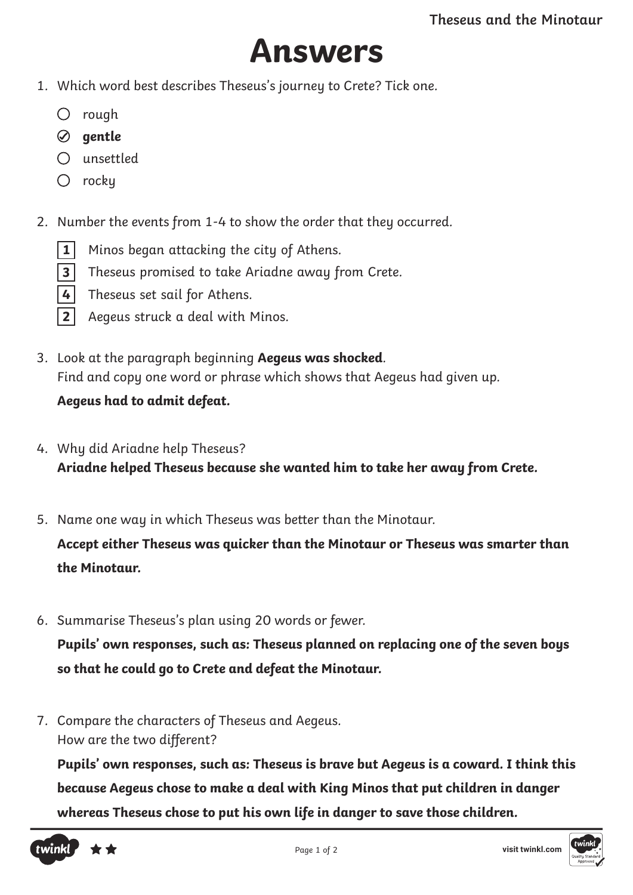# Answers

1. Which word best describes Theseus's journey to Crete? Tick one.

   - ○ rough
   - ✓ **gentle**
   - ○ unsettled
   - ○ rocky

2. Number the events from 1-4 to show the order that they occurred.

   - **1** Minos began attacking the city of Athens.
   - **3** Theseus promised to take Ariadne away from Crete.
   - **4** Theseus set sail for Athens.
   - **2** Aegeus struck a deal with Minos.

3. Look at the paragraph beginning **Aegeus was shocked**.
   Find and copy one word or phrase which shows that Aegeus had given up.

   ***Aegeus had to admit defeat.***

4. Why did Ariadne help Theseus?
   ***Ariadne helped Theseus because she wanted him to take her away from Crete.***

5. Name one way in which Theseus was better than the Minotaur.

   ***Accept either Theseus was quicker than the Minotaur or Theseus was smarter than the Minotaur.***

6. Summarise Theseus's plan using 20 words or fewer.

   ***Pupils' own responses, such as: Theseus planned on replacing one of the seven boys so that he could go to Crete and defeat the Minotaur.***

7. Compare the characters of Theseus and Aegeus.
   How are the two different?

   ***Pupils' own responses, such as: Theseus is brave but Aegeus is a coward. I think this because Aegeus chose to make a deal with King Minos that put children in danger whereas Theseus chose to put his own life in danger to save those children.***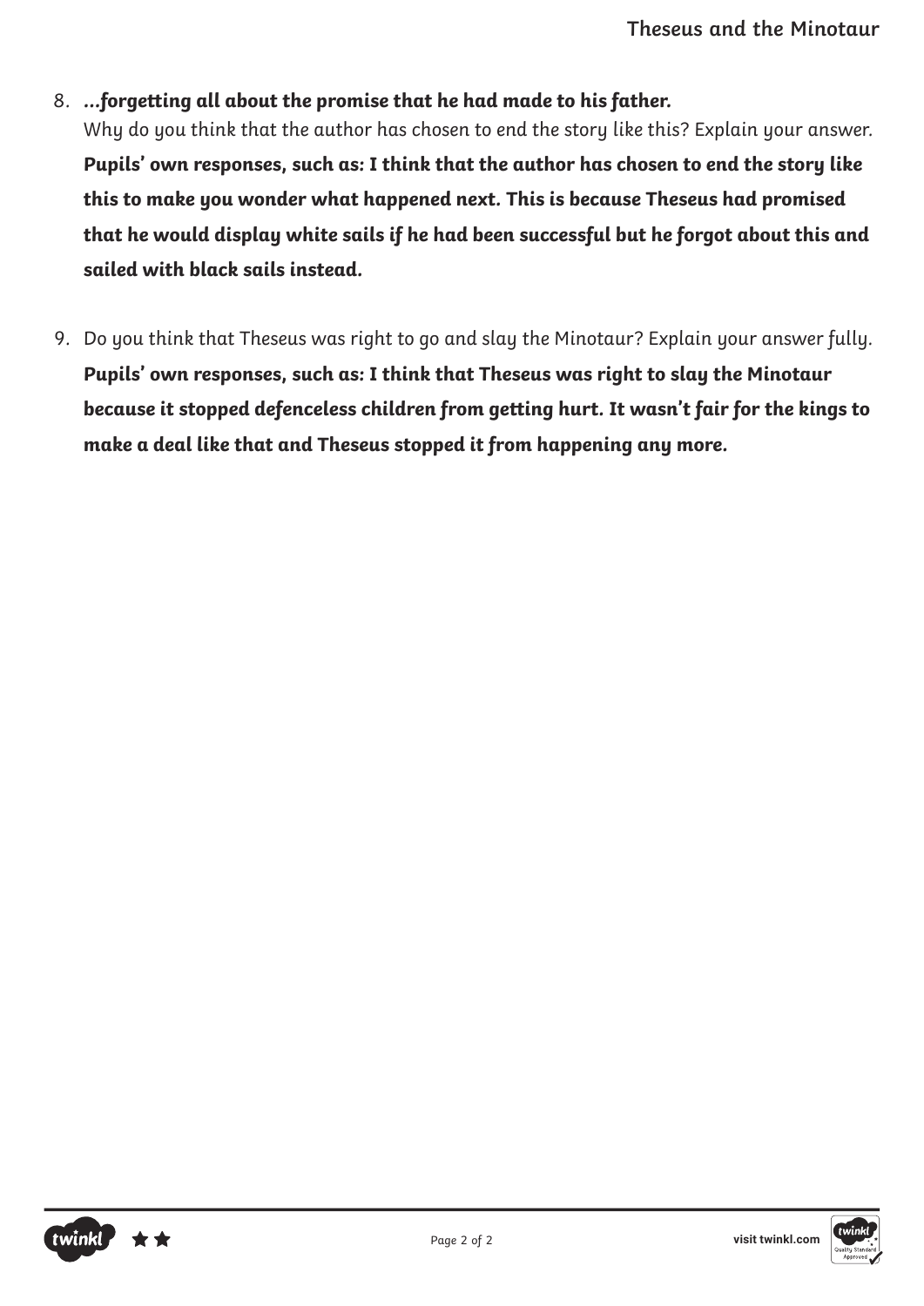8. ***...forgetting all about the promise that he had made to his father.***
   Why do you think that the author has chosen to end the story like this? Explain your answer.
   **Pupils' own responses, such as: I think that the author has chosen to end the story like this to make you wonder what happened next. This is because Theseus had promised that he would display white sails if he had been successful but he forgot about this and sailed with black sails instead.**

9. Do you think that Theseus was right to go and slay the Minotaur? Explain your answer fully.
   **Pupils' own responses, such as: I think that Theseus was right to slay the Minotaur because it stopped defenceless children from getting hurt. It wasn't fair for the kings to make a deal like that and Theseus stopped it from happening any more.**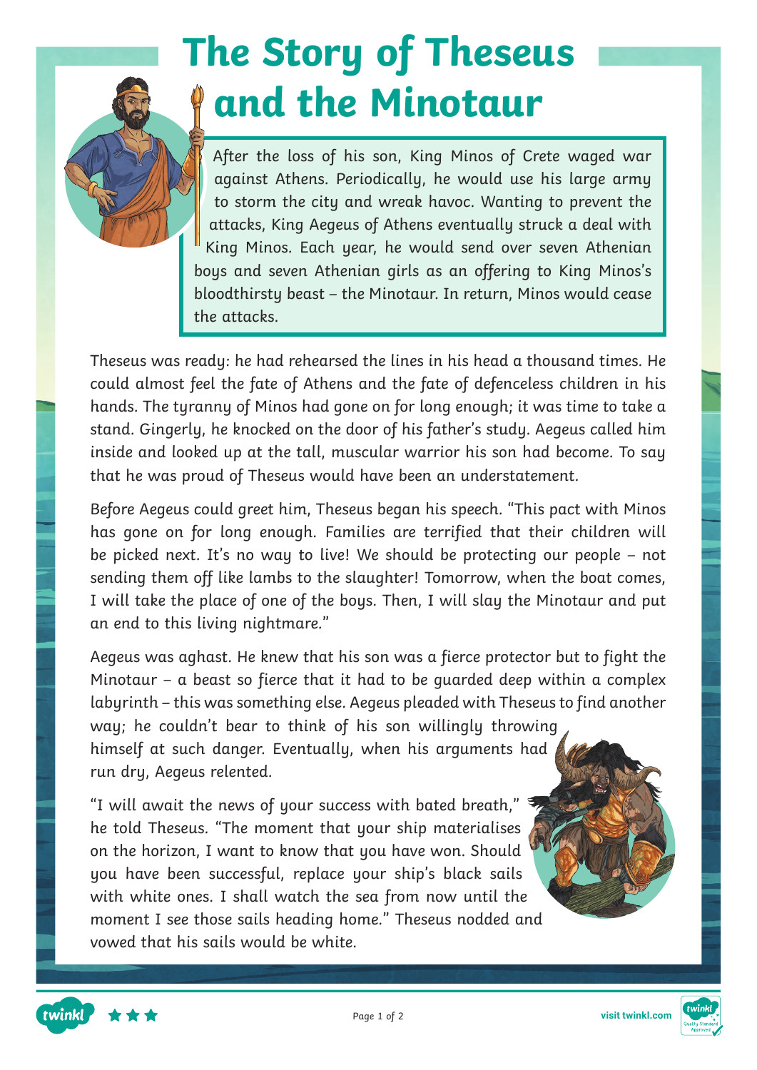# The Story of Theseus and the Minotaur

After the loss of his son, King Minos of Crete waged war against Athens. Periodically, he would use his large army to storm the city and wreak havoc. Wanting to prevent the attacks, King Aegeus of Athens eventually struck a deal with King Minos. Each year, he would send over seven Athenian boys and seven Athenian girls as an offering to King Minos's bloodthirsty beast – the Minotaur. In return, Minos would cease the attacks.

Theseus was ready: he had rehearsed the lines in his head a thousand times. He could almost feel the fate of Athens and the fate of defenceless children in his hands. The tyranny of Minos had gone on for long enough; it was time to take a stand. Gingerly, he knocked on the door of his father's study. Aegeus called him inside and looked up at the tall, muscular warrior his son had become. To say that he was proud of Theseus would have been an understatement.

Before Aegeus could greet him, Theseus began his speech. "This pact with Minos has gone on for long enough. Families are terrified that their children will be picked next. It's no way to live! We should be protecting our people – not sending them off like lambs to the slaughter! Tomorrow, when the boat comes, I will take the place of one of the boys. Then, I will slay the Minotaur and put an end to this living nightmare."

Aegeus was aghast. He knew that his son was a fierce protector but to fight the Minotaur – a beast so fierce that it had to be guarded deep within a complex labyrinth – this was something else. Aegeus pleaded with Theseus to find another way; he couldn't bear to think of his son willingly throwing himself at such danger. Eventually, when his arguments had run dry, Aegeus relented.

"I will await the news of your success with bated breath," he told Theseus. "The moment that your ship materialises on the horizon, I want to know that you have won. Should you have been successful, replace your ship's black sails with white ones. I shall watch the sea from now until the moment I see those sails heading home." Theseus nodded and vowed that his sails would be white.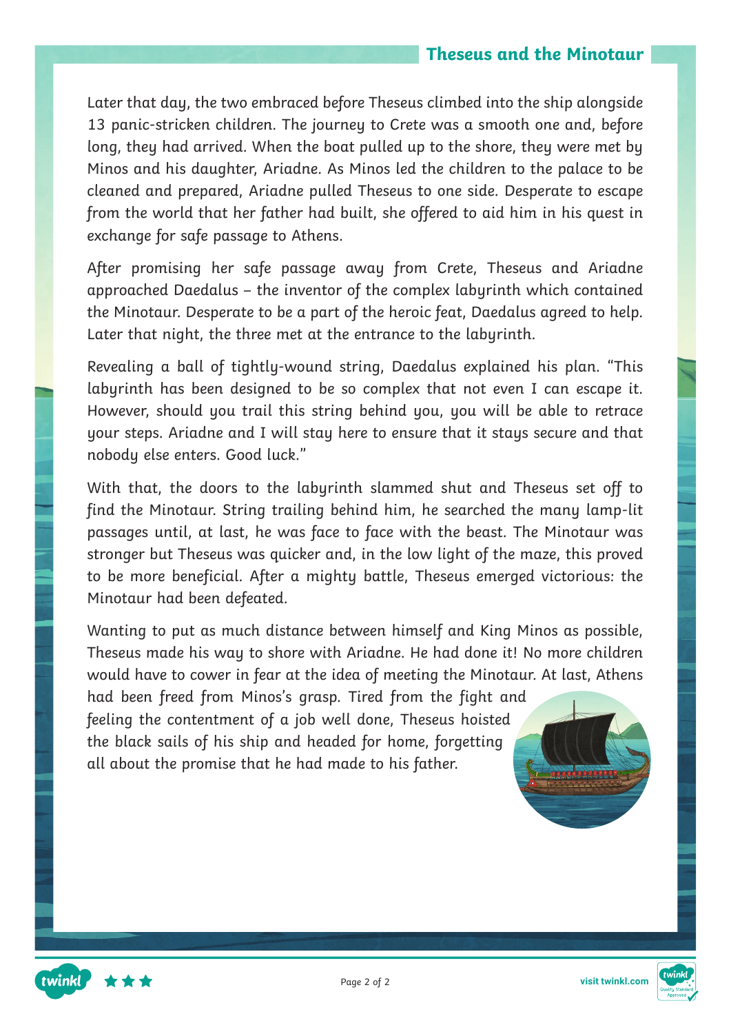Later that day, the two embraced before Theseus climbed into the ship alongside 13 panic-stricken children. The journey to Crete was a smooth one and, before long, they had arrived. When the boat pulled up to the shore, they were met by Minos and his daughter, Ariadne. As Minos led the children to the palace to be cleaned and prepared, Ariadne pulled Theseus to one side. Desperate to escape from the world that her father had built, she offered to aid him in his quest in exchange for safe passage to Athens.

After promising her safe passage away from Crete, Theseus and Ariadne approached Daedalus – the inventor of the complex labyrinth which contained the Minotaur. Desperate to be a part of the heroic feat, Daedalus agreed to help. Later that night, the three met at the entrance to the labyrinth.

Revealing a ball of tightly-wound string, Daedalus explained his plan. "This labyrinth has been designed to be so complex that not even I can escape it. However, should you trail this string behind you, you will be able to retrace your steps. Ariadne and I will stay here to ensure that it stays secure and that nobody else enters. Good luck."

With that, the doors to the labyrinth slammed shut and Theseus set off to find the Minotaur. String trailing behind him, he searched the many lamp-lit passages until, at last, he was face to face with the beast. The Minotaur was stronger but Theseus was quicker and, in the low light of the maze, this proved to be more beneficial. After a mighty battle, Theseus emerged victorious: the Minotaur had been defeated.

Wanting to put as much distance between himself and King Minos as possible, Theseus made his way to shore with Ariadne. He had done it! No more children would have to cower in fear at the idea of meeting the Minotaur. At last, Athens had been freed from Minos's grasp. Tired from the fight and feeling the contentment of a job well done, Theseus hoisted the black sails of his ship and headed for home, forgetting all about the promise that he had made to his father.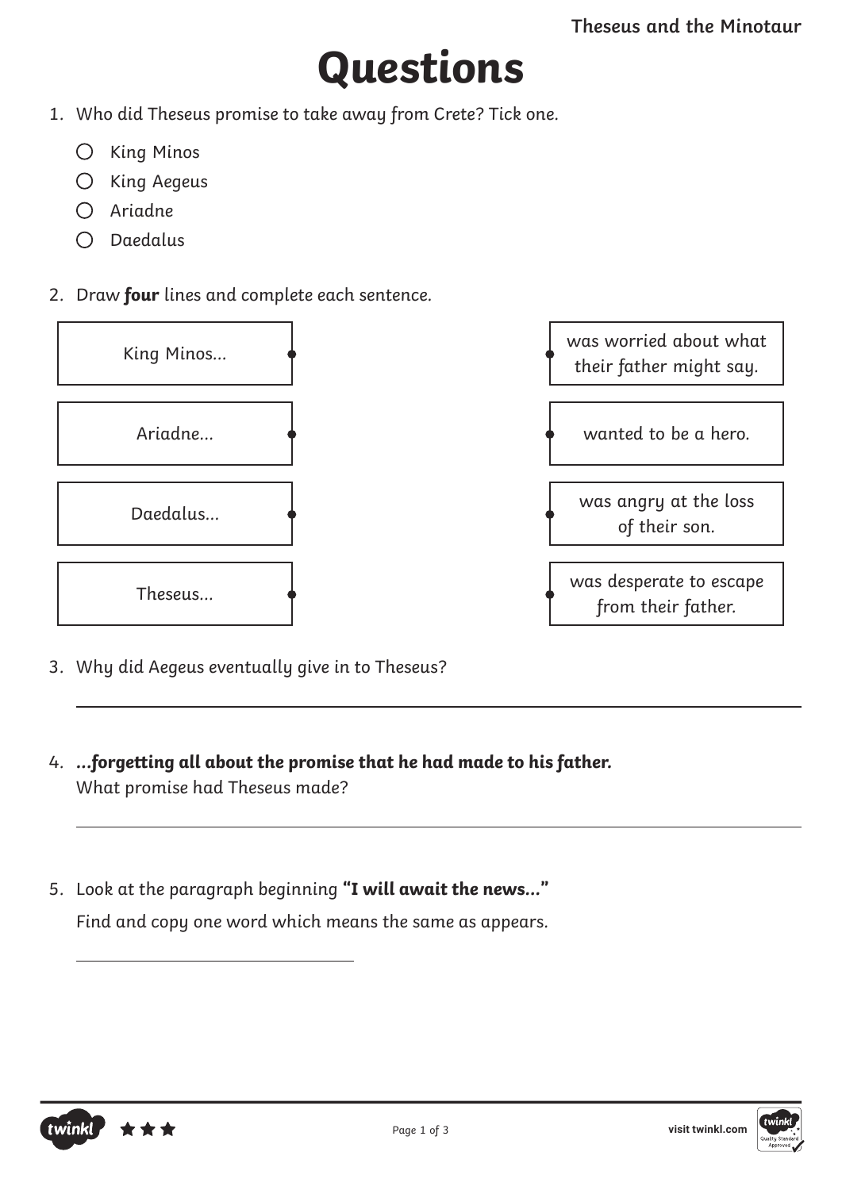# Questions

1. Who did Theseus promise to take away from Crete? Tick one.

   - ○ King Minos
   - ○ King Aegeus
   - ○ Ariadne
   - ○ Daedalus

2. Draw **four** lines and complete each sentence.

| | |
|---|---|
| King Minos... | was worried about what their father might say. |
| Ariadne... | wanted to be a hero. |
| Daedalus... | was angry at the loss of their son. |
| Theseus... | was desperate to escape from their father. |

3. Why did Aegeus eventually give in to Theseus?

_______________________________________________

4. ***...forgetting all about the promise that he had made to his father.***
   What promise had Theseus made?

_______________________________________________

5. Look at the paragraph beginning **"I will await the news..."**
   Find and copy one word which means the same as appears.

_______________________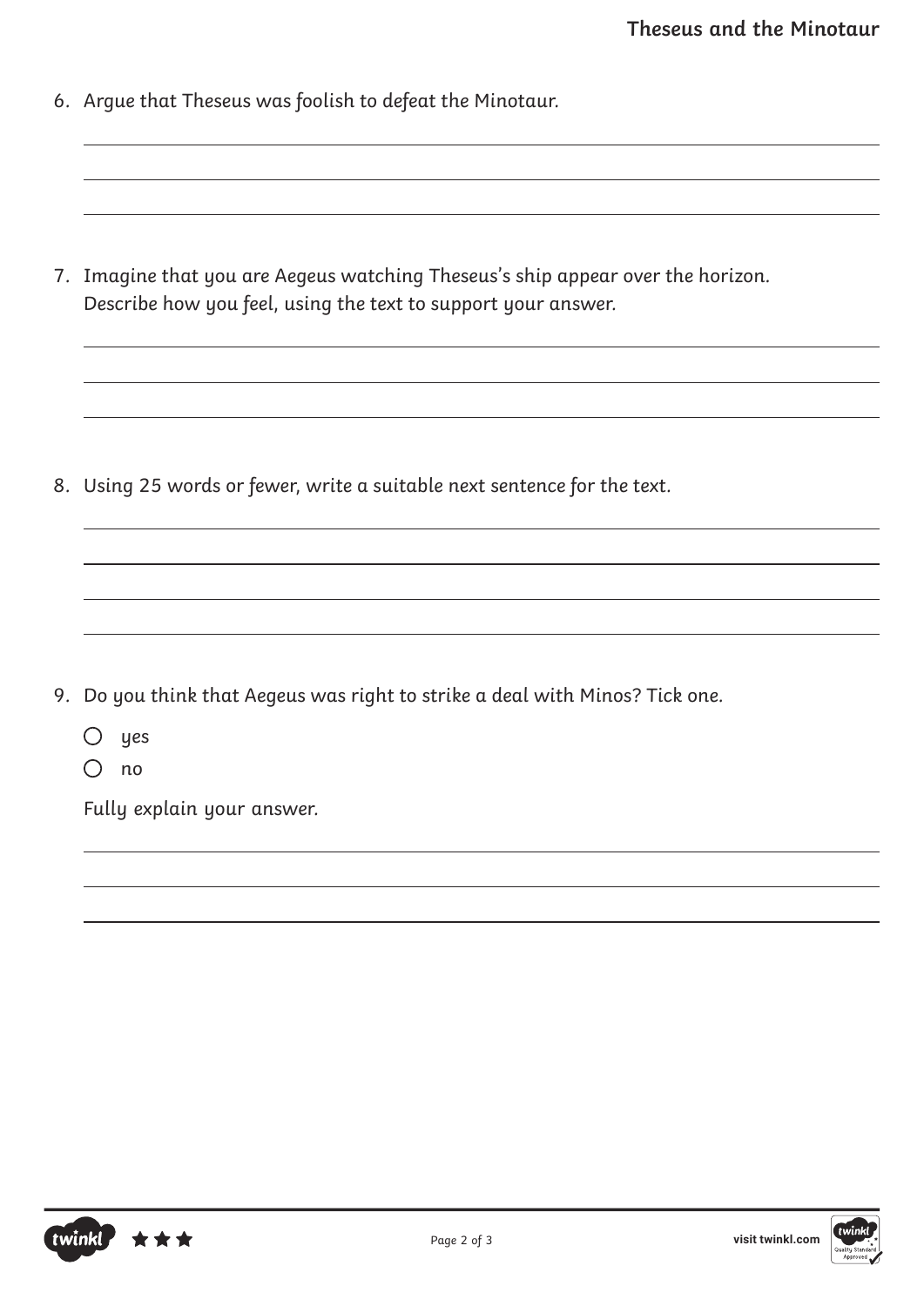6. Argue that Theseus was foolish to defeat the Minotaur.

7. Imagine that you are Aegeus watching Theseus's ship appear over the horizon. Describe how you feel, using the text to support your answer.

8. Using 25 words or fewer, write a suitable next sentence for the text.

9. Do you think that Aegeus was right to strike a deal with Minos? Tick one.

   - ○ yes
   - ○ no

   Fully explain your answer.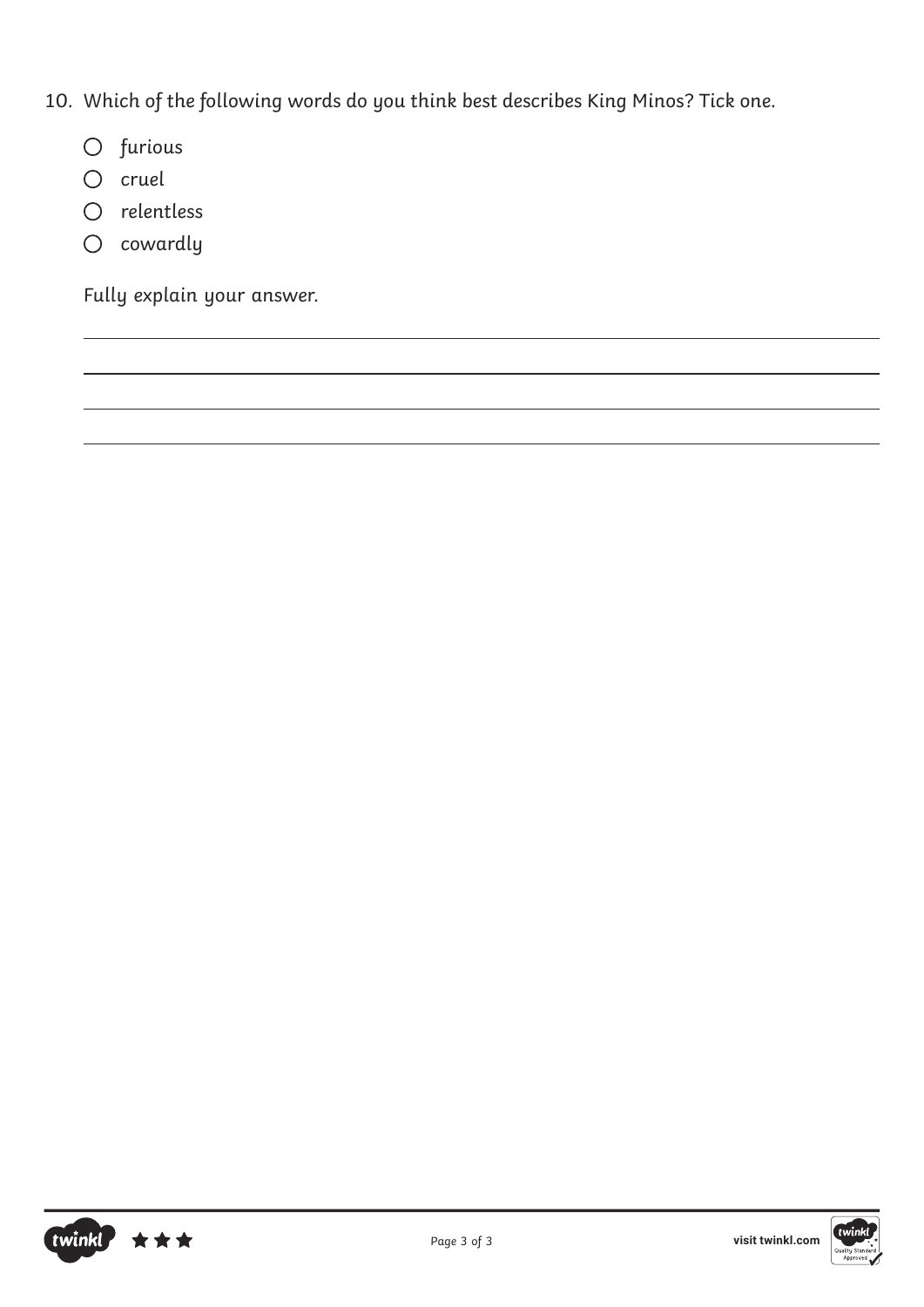10. Which of the following words do you think best describes King Minos? Tick one.

   - ○ furious
   - ○ cruel
   - ○ relentless
   - ○ cowardly

   Fully explain your answer.

   ______________________________________________________________________

   ______________________________________________________________________

   ______________________________________________________________________

   ______________________________________________________________________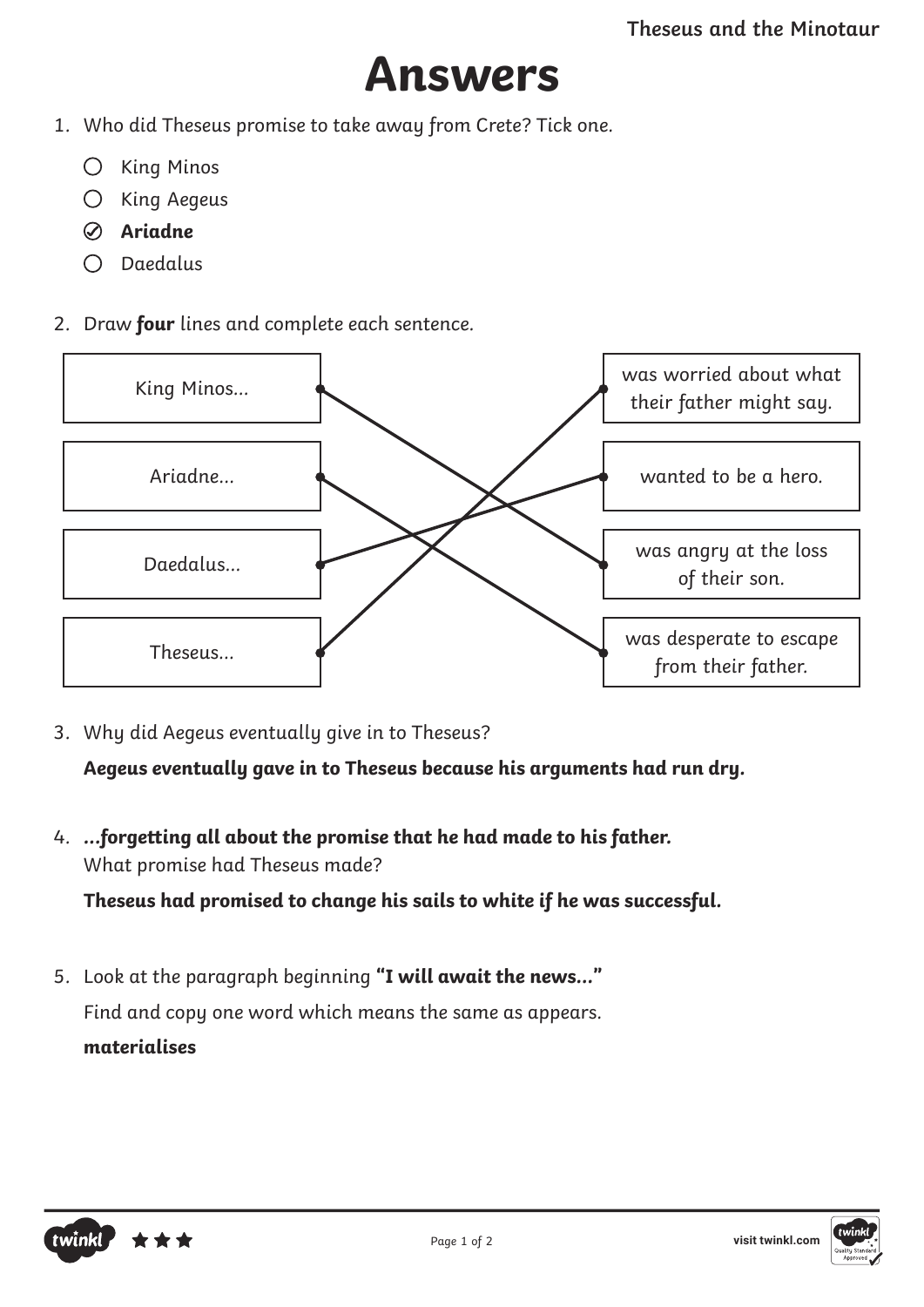# Answers

1. Who did Theseus promise to take away from Crete? Tick one.

   - ○ King Minos
   - ○ King Aegeus
   - ☑ **Ariadne**
   - ○ Daedalus

2. Draw **four** lines and complete each sentence.

| Character | Sentence ending |
| --- | --- |
| King Minos... | was angry at the loss of their son. |
| Ariadne... | was desperate to escape from their father. |
| Daedalus... | wanted to be a hero. |
| Theseus... | was worried about what their father might say. |

3. Why did Aegeus eventually give in to Theseus?

   **Aegeus eventually gave in to Theseus because his arguments had run dry.**

4. ***...forgetting all about the promise that he had made to his father.***
   What promise had Theseus made?

   **Theseus had promised to change his sails to white if he was successful.**

5. Look at the paragraph beginning **"I will await the news..."**
   Find and copy one word which means the same as appears.
   **materialises**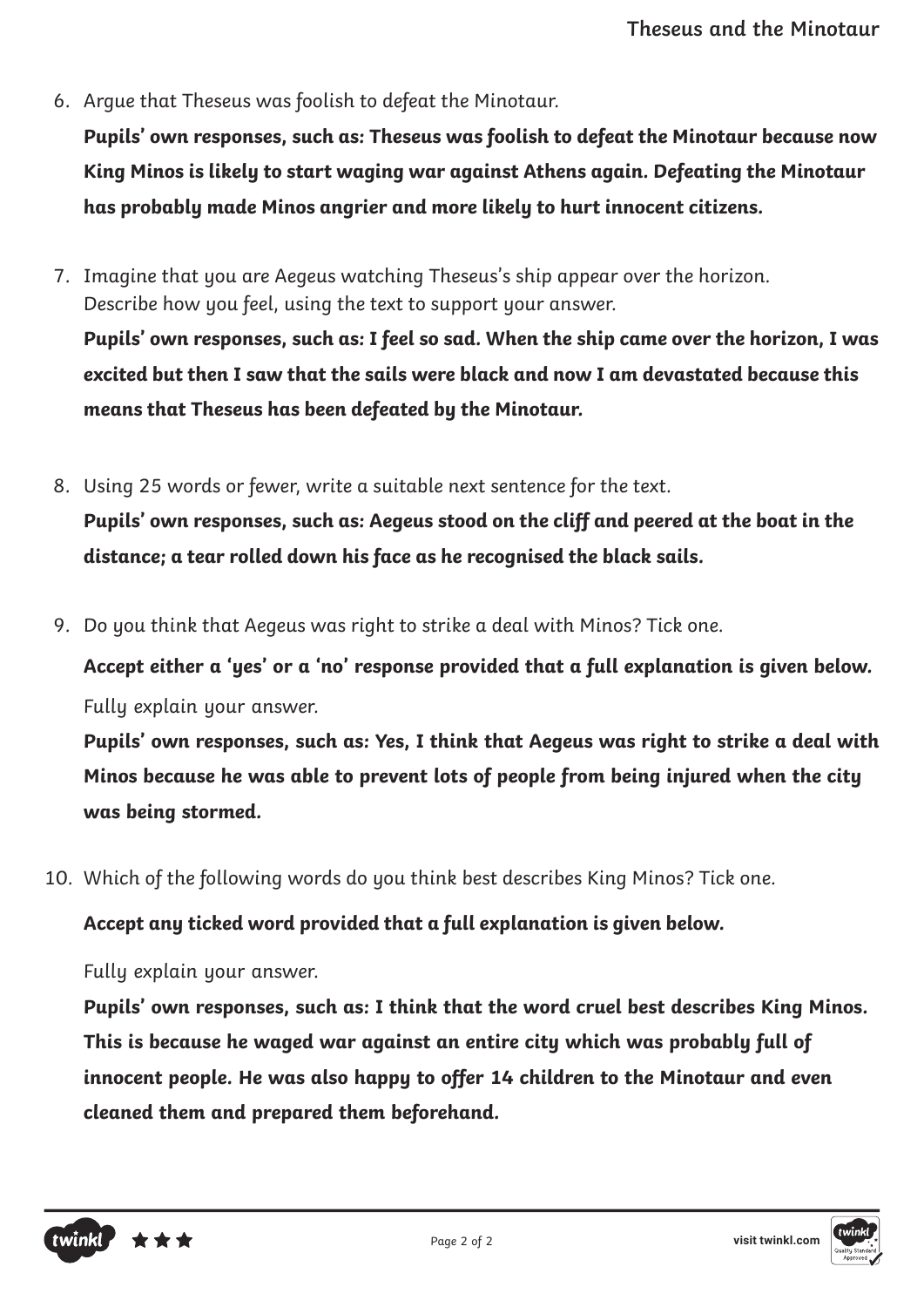6. Argue that Theseus was foolish to defeat the Minotaur.

   **Pupils' own responses, such as: Theseus was foolish to defeat the Minotaur because now King Minos is likely to start waging war against Athens again. Defeating the Minotaur has probably made Minos angrier and more likely to hurt innocent citizens.**

7. Imagine that you are Aegeus watching Theseus's ship appear over the horizon. Describe how you feel, using the text to support your answer.

   **Pupils' own responses, such as: I feel so sad. When the ship came over the horizon, I was excited but then I saw that the sails were black and now I am devastated because this means that Theseus has been defeated by the Minotaur.**

8. Using 25 words or fewer, write a suitable next sentence for the text.

   **Pupils' own responses, such as: Aegeus stood on the cliff and peered at the boat in the distance; a tear rolled down his face as he recognised the black sails.**

9. Do you think that Aegeus was right to strike a deal with Minos? Tick one.

   **Accept either a 'yes' or a 'no' response provided that a full explanation is given below.**

   Fully explain your answer.

   **Pupils' own responses, such as: Yes, I think that Aegeus was right to strike a deal with Minos because he was able to prevent lots of people from being injured when the city was being stormed.**

10. Which of the following words do you think best describes King Minos? Tick one.

    **Accept any ticked word provided that a full explanation is given below.**

    Fully explain your answer.

    **Pupils' own responses, such as: I think that the word cruel best describes King Minos. This is because he waged war against an entire city which was probably full of innocent people. He was also happy to offer 14 children to the Minotaur and even cleaned them and prepared them beforehand.**